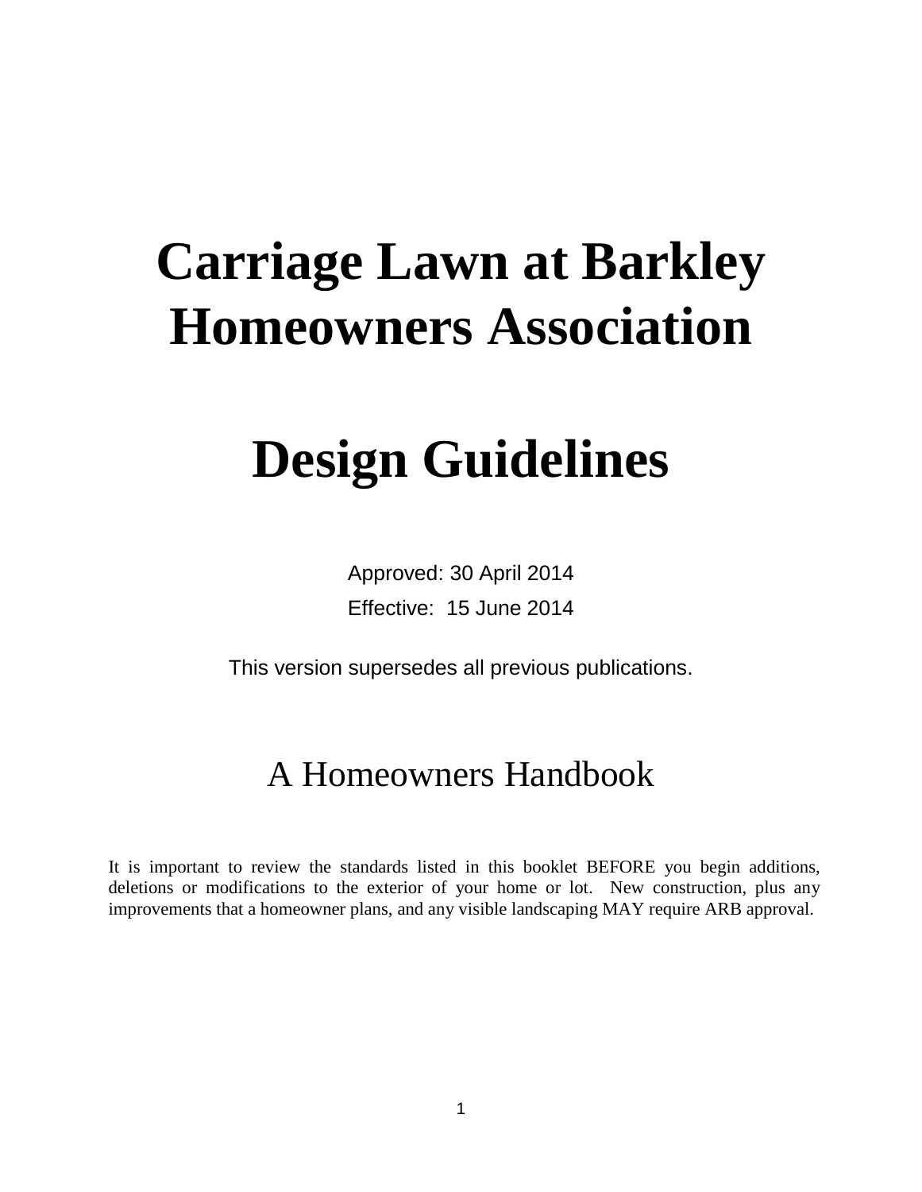# Carriage Lawn at Barkley Homeowners Association

# Design Guidelines

Approved: 30 April 2014

Effective: 15 June 2014

This version supersedes all previous publications.

## A Homeowners Handbook

It is important to review the standards listed in this booklet BEFORE you begin additions, deletions or modifications to the exterior of your home or lot. New construction, plus any improvements that a homeowner plans, and any visible landscaping MAY require ARB approval.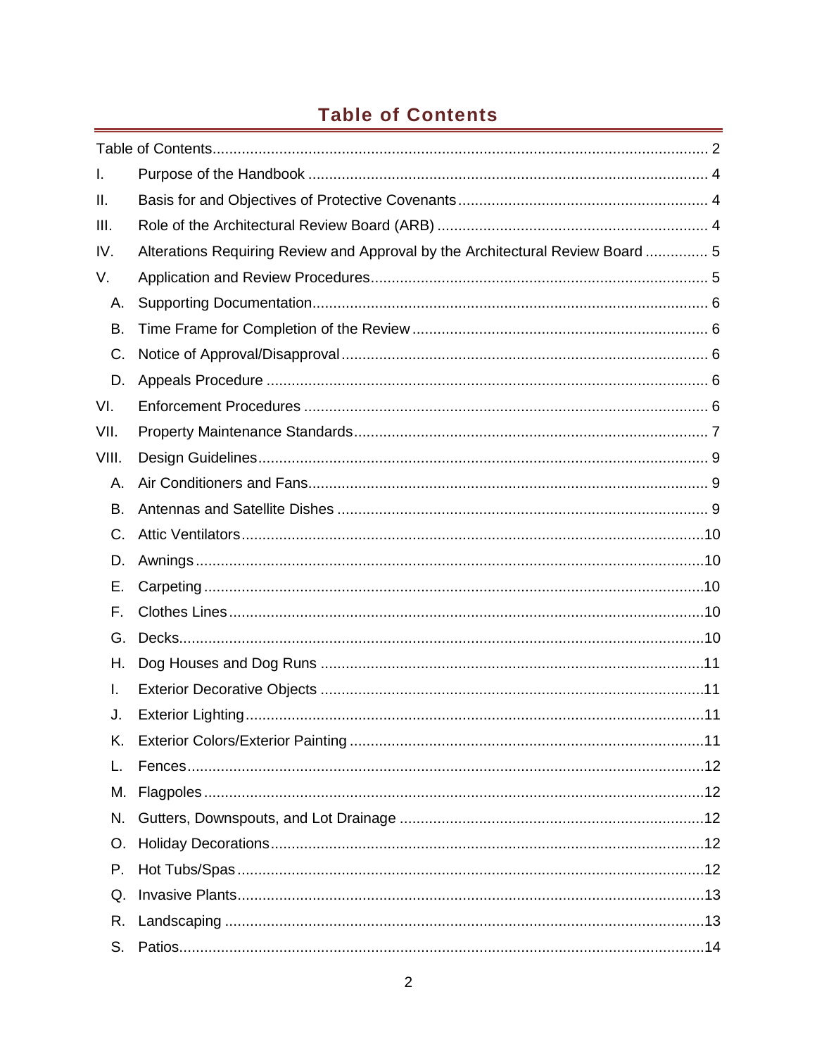## Table of Contents

Table of Contents ..... 2

I. Purpose of the Handbook ..... 4

II. Basis for and Objectives of Protective Covenants ..... 4

III. Role of the Architectural Review Board (ARB) ..... 4

IV. Alterations Requiring Review and Approval by the Architectural Review Board ..... 5

V. Application and Review Procedures ..... 5

- A. Supporting Documentation ..... 6
- B. Time Frame for Completion of the Review ..... 6
- C. Notice of Approval/Disapproval ..... 6
- D. Appeals Procedure ..... 6

VI. Enforcement Procedures ..... 6

VII. Property Maintenance Standards ..... 7

VIII. Design Guidelines ..... 9

- A. Air Conditioners and Fans ..... 9
- B. Antennas and Satellite Dishes ..... 9
- C. Attic Ventilators ..... 10
- D. Awnings ..... 10
- E. Carpeting ..... 10
- F. Clothes Lines ..... 10
- G. Decks ..... 10
- H. Dog Houses and Dog Runs ..... 11
- I. Exterior Decorative Objects ..... 11
- J. Exterior Lighting ..... 11
- K. Exterior Colors/Exterior Painting ..... 11
- L. Fences ..... 12
- M. Flagpoles ..... 12
- N. Gutters, Downspouts, and Lot Drainage ..... 12
- O. Holiday Decorations ..... 12
- P. Hot Tubs/Spas ..... 12
- Q. Invasive Plants ..... 13
- R. Landscaping ..... 13
- S. Patios ..... 14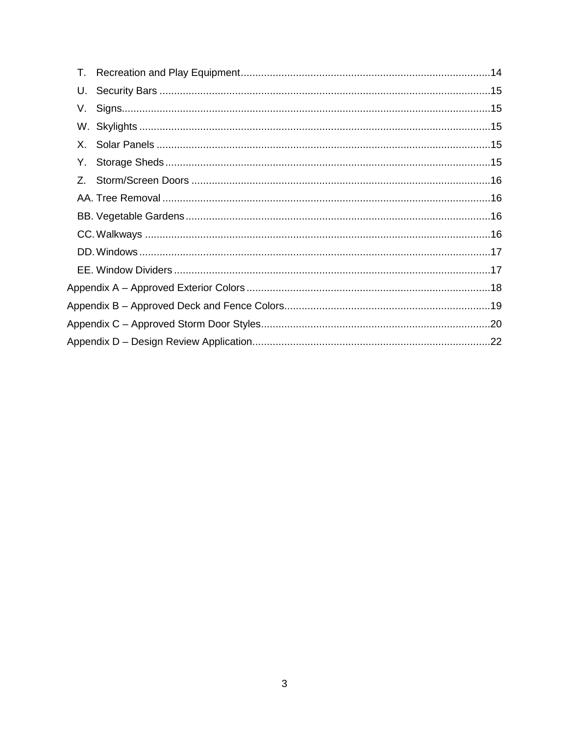T. Recreation and Play Equipment ..... 14
U. Security Bars ..... 15
V. Signs ..... 15
W. Skylights ..... 15
X. Solar Panels ..... 15
Y. Storage Sheds ..... 15
Z. Storm/Screen Doors ..... 16
AA. Tree Removal ..... 16
BB. Vegetable Gardens ..... 16
CC. Walkways ..... 16
DD. Windows ..... 17
EE. Window Dividers ..... 17

Appendix A – Approved Exterior Colors ..... 18
Appendix B – Approved Deck and Fence Colors ..... 19
Appendix C – Approved Storm Door Styles ..... 20
Appendix D – Design Review Application ..... 22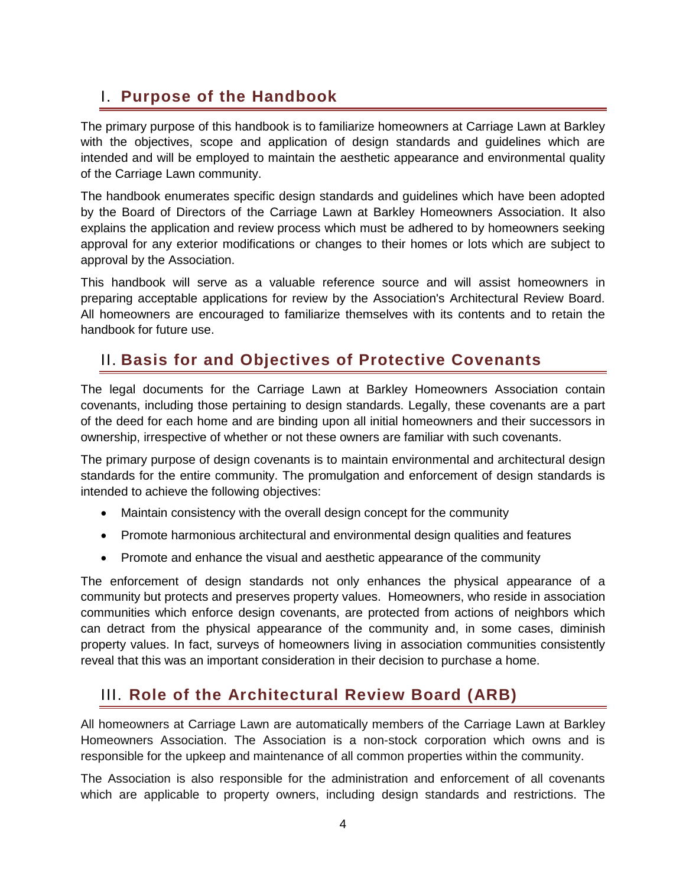## I. Purpose of the Handbook

The primary purpose of this handbook is to familiarize homeowners at Carriage Lawn at Barkley with the objectives, scope and application of design standards and guidelines which are intended and will be employed to maintain the aesthetic appearance and environmental quality of the Carriage Lawn community.

The handbook enumerates specific design standards and guidelines which have been adopted by the Board of Directors of the Carriage Lawn at Barkley Homeowners Association. It also explains the application and review process which must be adhered to by homeowners seeking approval for any exterior modifications or changes to their homes or lots which are subject to approval by the Association.

This handbook will serve as a valuable reference source and will assist homeowners in preparing acceptable applications for review by the Association's Architectural Review Board. All homeowners are encouraged to familiarize themselves with its contents and to retain the handbook for future use.

## II. Basis for and Objectives of Protective Covenants

The legal documents for the Carriage Lawn at Barkley Homeowners Association contain covenants, including those pertaining to design standards. Legally, these covenants are a part of the deed for each home and are binding upon all initial homeowners and their successors in ownership, irrespective of whether or not these owners are familiar with such covenants.

The primary purpose of design covenants is to maintain environmental and architectural design standards for the entire community. The promulgation and enforcement of design standards is intended to achieve the following objectives:

- Maintain consistency with the overall design concept for the community
- Promote harmonious architectural and environmental design qualities and features
- Promote and enhance the visual and aesthetic appearance of the community

The enforcement of design standards not only enhances the physical appearance of a community but protects and preserves property values. Homeowners, who reside in association communities which enforce design covenants, are protected from actions of neighbors which can detract from the physical appearance of the community and, in some cases, diminish property values. In fact, surveys of homeowners living in association communities consistently reveal that this was an important consideration in their decision to purchase a home.

## III. Role of the Architectural Review Board (ARB)

All homeowners at Carriage Lawn are automatically members of the Carriage Lawn at Barkley Homeowners Association. The Association is a non-stock corporation which owns and is responsible for the upkeep and maintenance of all common properties within the community.

The Association is also responsible for the administration and enforcement of all covenants which are applicable to property owners, including design standards and restrictions. The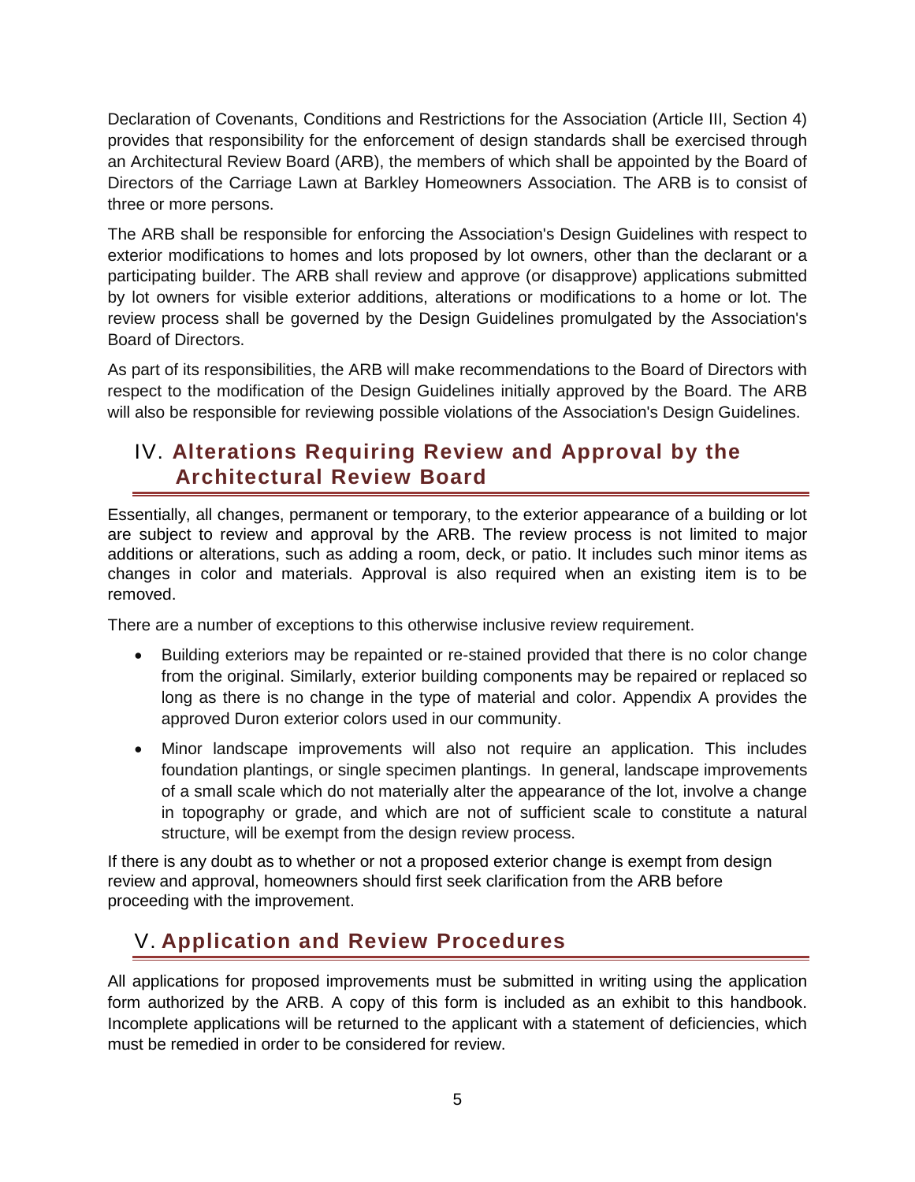Declaration of Covenants, Conditions and Restrictions for the Association (Article III, Section 4) provides that responsibility for the enforcement of design standards shall be exercised through an Architectural Review Board (ARB), the members of which shall be appointed by the Board of Directors of the Carriage Lawn at Barkley Homeowners Association. The ARB is to consist of three or more persons.

The ARB shall be responsible for enforcing the Association's Design Guidelines with respect to exterior modifications to homes and lots proposed by lot owners, other than the declarant or a participating builder. The ARB shall review and approve (or disapprove) applications submitted by lot owners for visible exterior additions, alterations or modifications to a home or lot. The review process shall be governed by the Design Guidelines promulgated by the Association's Board of Directors.

As part of its responsibilities, the ARB will make recommendations to the Board of Directors with respect to the modification of the Design Guidelines initially approved by the Board. The ARB will also be responsible for reviewing possible violations of the Association's Design Guidelines.

## IV. Alterations Requiring Review and Approval by the Architectural Review Board

Essentially, all changes, permanent or temporary, to the exterior appearance of a building or lot are subject to review and approval by the ARB. The review process is not limited to major additions or alterations, such as adding a room, deck, or patio. It includes such minor items as changes in color and materials. Approval is also required when an existing item is to be removed.

There are a number of exceptions to this otherwise inclusive review requirement.

- Building exteriors may be repainted or re-stained provided that there is no color change from the original. Similarly, exterior building components may be repaired or replaced so long as there is no change in the type of material and color. Appendix A provides the approved Duron exterior colors used in our community.
- Minor landscape improvements will also not require an application. This includes foundation plantings, or single specimen plantings. In general, landscape improvements of a small scale which do not materially alter the appearance of the lot, involve a change in topography or grade, and which are not of sufficient scale to constitute a natural structure, will be exempt from the design review process.

If there is any doubt as to whether or not a proposed exterior change is exempt from design review and approval, homeowners should first seek clarification from the ARB before proceeding with the improvement.

## V. Application and Review Procedures

All applications for proposed improvements must be submitted in writing using the application form authorized by the ARB. A copy of this form is included as an exhibit to this handbook. Incomplete applications will be returned to the applicant with a statement of deficiencies, which must be remedied in order to be considered for review.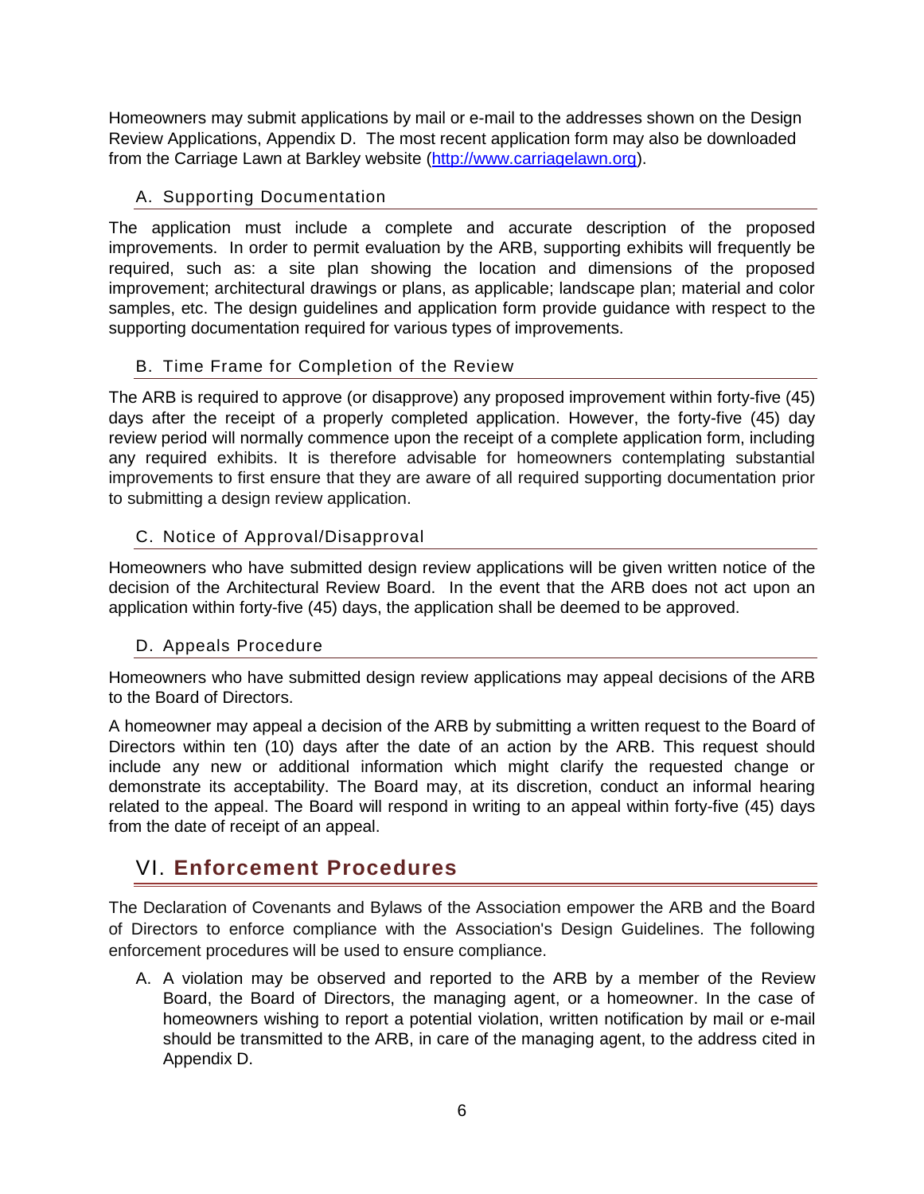Homeowners may submit applications by mail or e-mail to the addresses shown on the Design Review Applications, Appendix D. The most recent application form may also be downloaded from the Carriage Lawn at Barkley website (http://www.carriagelawn.org).

### A. Supporting Documentation

The application must include a complete and accurate description of the proposed improvements. In order to permit evaluation by the ARB, supporting exhibits will frequently be required, such as: a site plan showing the location and dimensions of the proposed improvement; architectural drawings or plans, as applicable; landscape plan; material and color samples, etc. The design guidelines and application form provide guidance with respect to the supporting documentation required for various types of improvements.

### B. Time Frame for Completion of the Review

The ARB is required to approve (or disapprove) any proposed improvement within forty-five (45) days after the receipt of a properly completed application. However, the forty-five (45) day review period will normally commence upon the receipt of a complete application form, including any required exhibits. It is therefore advisable for homeowners contemplating substantial improvements to first ensure that they are aware of all required supporting documentation prior to submitting a design review application.

### C. Notice of Approval/Disapproval

Homeowners who have submitted design review applications will be given written notice of the decision of the Architectural Review Board. In the event that the ARB does not act upon an application within forty-five (45) days, the application shall be deemed to be approved.

### D. Appeals Procedure

Homeowners who have submitted design review applications may appeal decisions of the ARB to the Board of Directors.

A homeowner may appeal a decision of the ARB by submitting a written request to the Board of Directors within ten (10) days after the date of an action by the ARB. This request should include any new or additional information which might clarify the requested change or demonstrate its acceptability. The Board may, at its discretion, conduct an informal hearing related to the appeal. The Board will respond in writing to an appeal within forty-five (45) days from the date of receipt of an appeal.

## VI. Enforcement Procedures

The Declaration of Covenants and Bylaws of the Association empower the ARB and the Board of Directors to enforce compliance with the Association's Design Guidelines. The following enforcement procedures will be used to ensure compliance.

A. A violation may be observed and reported to the ARB by a member of the Review Board, the Board of Directors, the managing agent, or a homeowner. In the case of homeowners wishing to report a potential violation, written notification by mail or e-mail should be transmitted to the ARB, in care of the managing agent, to the address cited in Appendix D.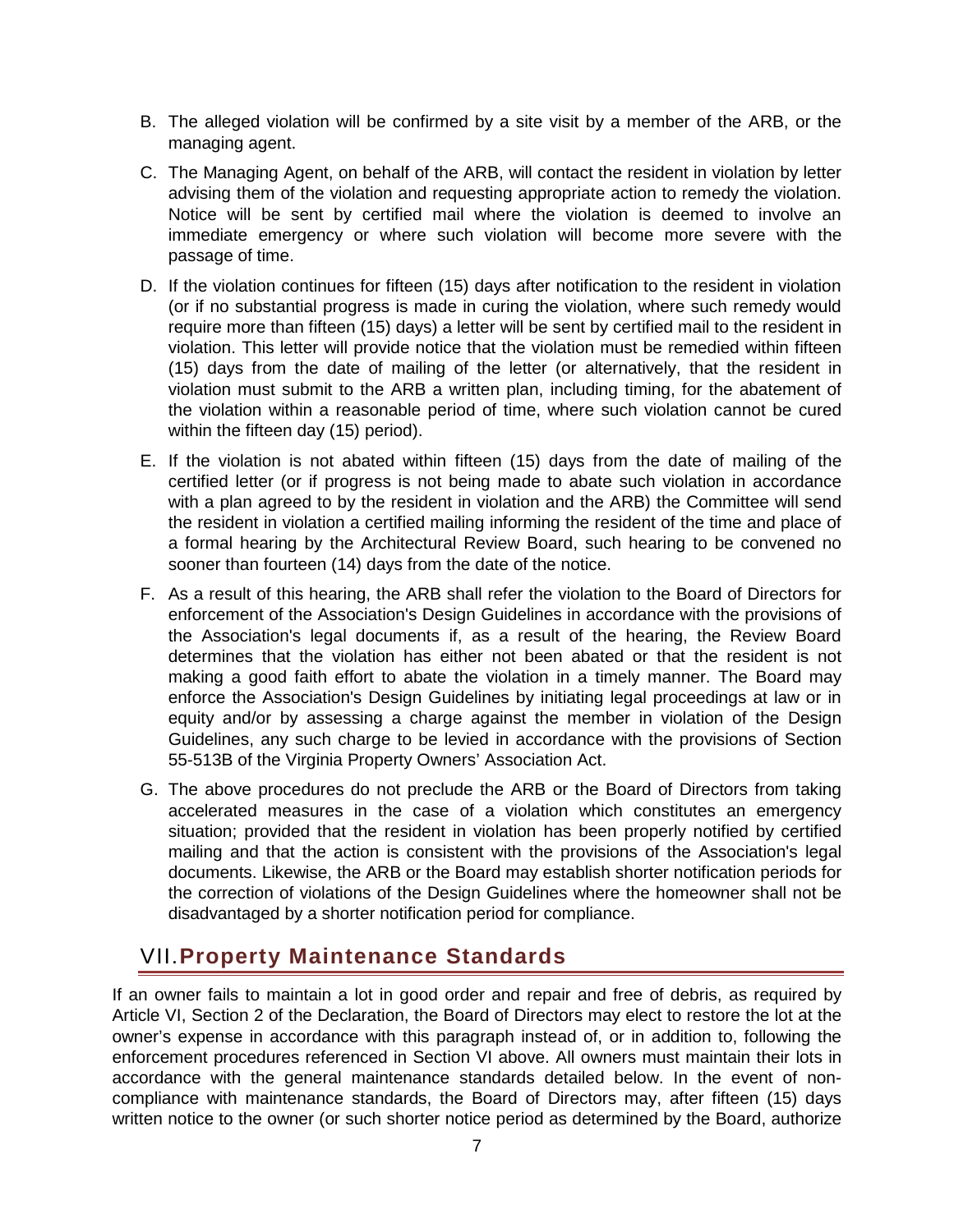B. The alleged violation will be confirmed by a site visit by a member of the ARB, or the managing agent.

C. The Managing Agent, on behalf of the ARB, will contact the resident in violation by letter advising them of the violation and requesting appropriate action to remedy the violation. Notice will be sent by certified mail where the violation is deemed to involve an immediate emergency or where such violation will become more severe with the passage of time.

D. If the violation continues for fifteen (15) days after notification to the resident in violation (or if no substantial progress is made in curing the violation, where such remedy would require more than fifteen (15) days) a letter will be sent by certified mail to the resident in violation. This letter will provide notice that the violation must be remedied within fifteen (15) days from the date of mailing of the letter (or alternatively, that the resident in violation must submit to the ARB a written plan, including timing, for the abatement of the violation within a reasonable period of time, where such violation cannot be cured within the fifteen day (15) period).

E. If the violation is not abated within fifteen (15) days from the date of mailing of the certified letter (or if progress is not being made to abate such violation in accordance with a plan agreed to by the resident in violation and the ARB) the Committee will send the resident in violation a certified mailing informing the resident of the time and place of a formal hearing by the Architectural Review Board, such hearing to be convened no sooner than fourteen (14) days from the date of the notice.

F. As a result of this hearing, the ARB shall refer the violation to the Board of Directors for enforcement of the Association's Design Guidelines in accordance with the provisions of the Association's legal documents if, as a result of the hearing, the Review Board determines that the violation has either not been abated or that the resident is not making a good faith effort to abate the violation in a timely manner. The Board may enforce the Association's Design Guidelines by initiating legal proceedings at law or in equity and/or by assessing a charge against the member in violation of the Design Guidelines, any such charge to be levied in accordance with the provisions of Section 55-513B of the Virginia Property Owners' Association Act.

G. The above procedures do not preclude the ARB or the Board of Directors from taking accelerated measures in the case of a violation which constitutes an emergency situation; provided that the resident in violation has been properly notified by certified mailing and that the action is consistent with the provisions of the Association's legal documents. Likewise, the ARB or the Board may establish shorter notification periods for the correction of violations of the Design Guidelines where the homeowner shall not be disadvantaged by a shorter notification period for compliance.

## VII. **Property Maintenance Standards**

If an owner fails to maintain a lot in good order and repair and free of debris, as required by Article VI, Section 2 of the Declaration, the Board of Directors may elect to restore the lot at the owner's expense in accordance with this paragraph instead of, or in addition to, following the enforcement procedures referenced in Section VI above. All owners must maintain their lots in accordance with the general maintenance standards detailed below. In the event of non-compliance with maintenance standards, the Board of Directors may, after fifteen (15) days written notice to the owner (or such shorter notice period as determined by the Board, authorize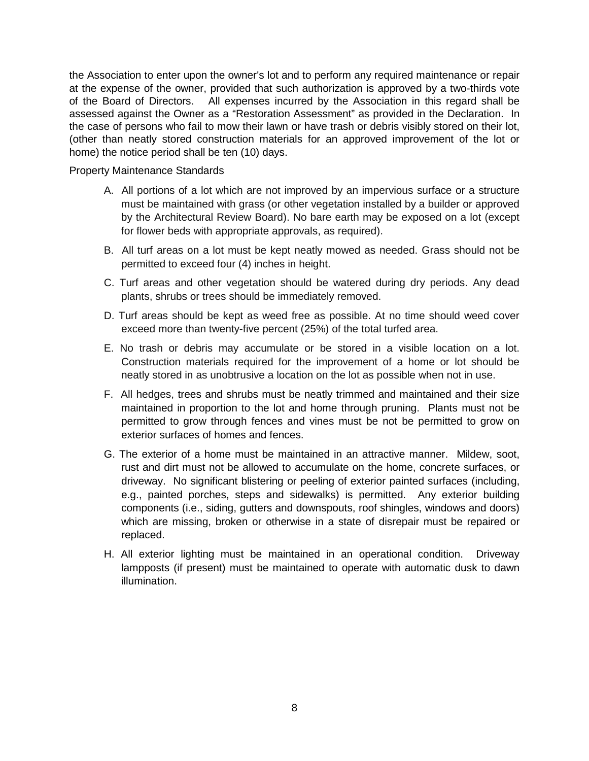the Association to enter upon the owner's lot and to perform any required maintenance or repair at the expense of the owner, provided that such authorization is approved by a two-thirds vote of the Board of Directors. All expenses incurred by the Association in this regard shall be assessed against the Owner as a "Restoration Assessment" as provided in the Declaration. In the case of persons who fail to mow their lawn or have trash or debris visibly stored on their lot, (other than neatly stored construction materials for an approved improvement of the lot or home) the notice period shall be ten (10) days.

Property Maintenance Standards

A. All portions of a lot which are not improved by an impervious surface or a structure must be maintained with grass (or other vegetation installed by a builder or approved by the Architectural Review Board). No bare earth may be exposed on a lot (except for flower beds with appropriate approvals, as required).

B. All turf areas on a lot must be kept neatly mowed as needed. Grass should not be permitted to exceed four (4) inches in height.

C. Turf areas and other vegetation should be watered during dry periods. Any dead plants, shrubs or trees should be immediately removed.

D. Turf areas should be kept as weed free as possible. At no time should weed cover exceed more than twenty-five percent (25%) of the total turfed area.

E. No trash or debris may accumulate or be stored in a visible location on a lot. Construction materials required for the improvement of a home or lot should be neatly stored in as unobtrusive a location on the lot as possible when not in use.

F. All hedges, trees and shrubs must be neatly trimmed and maintained and their size maintained in proportion to the lot and home through pruning. Plants must not be permitted to grow through fences and vines must be not be permitted to grow on exterior surfaces of homes and fences.

G. The exterior of a home must be maintained in an attractive manner. Mildew, soot, rust and dirt must not be allowed to accumulate on the home, concrete surfaces, or driveway. No significant blistering or peeling of exterior painted surfaces (including, e.g., painted porches, steps and sidewalks) is permitted. Any exterior building components (i.e., siding, gutters and downspouts, roof shingles, windows and doors) which are missing, broken or otherwise in a state of disrepair must be repaired or replaced.

H. All exterior lighting must be maintained in an operational condition. Driveway lampposts (if present) must be maintained to operate with automatic dusk to dawn illumination.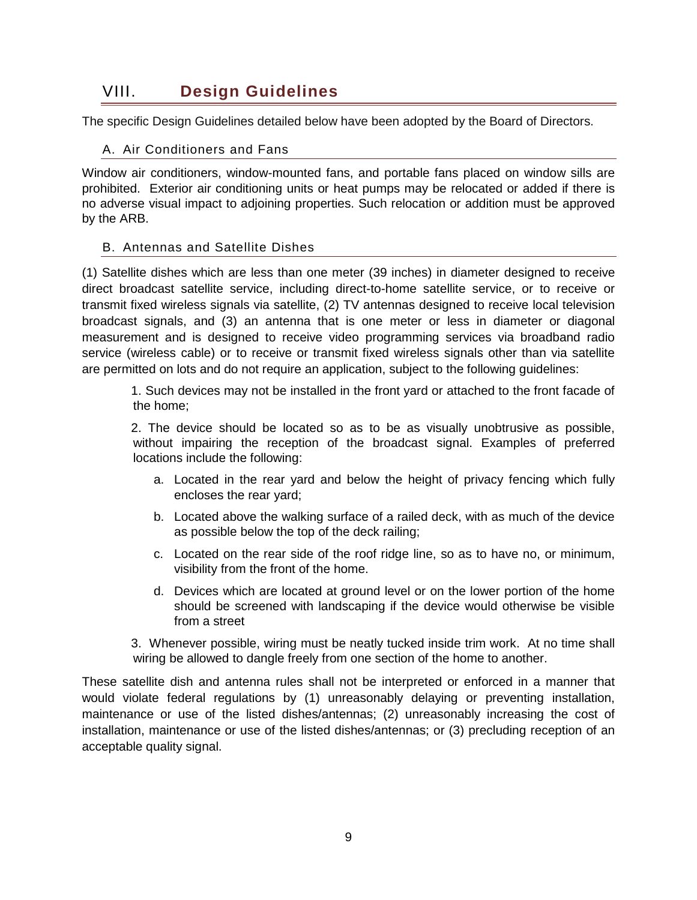# VIII. Design Guidelines

The specific Design Guidelines detailed below have been adopted by the Board of Directors.

## A. Air Conditioners and Fans

Window air conditioners, window-mounted fans, and portable fans placed on window sills are prohibited. Exterior air conditioning units or heat pumps may be relocated or added if there is no adverse visual impact to adjoining properties. Such relocation or addition must be approved by the ARB.

## B. Antennas and Satellite Dishes

(1) Satellite dishes which are less than one meter (39 inches) in diameter designed to receive direct broadcast satellite service, including direct-to-home satellite service, or to receive or transmit fixed wireless signals via satellite, (2) TV antennas designed to receive local television broadcast signals, and (3) an antenna that is one meter or less in diameter or diagonal measurement and is designed to receive video programming services via broadband radio service (wireless cable) or to receive or transmit fixed wireless signals other than via satellite are permitted on lots and do not require an application, subject to the following guidelines:

1. Such devices may not be installed in the front yard or attached to the front facade of the home;
2. The device should be located so as to be as visually unobtrusive as possible, without impairing the reception of the broadcast signal. Examples of preferred locations include the following:
    a. Located in the rear yard and below the height of privacy fencing which fully encloses the rear yard;
    b. Located above the walking surface of a railed deck, with as much of the device as possible below the top of the deck railing;
    c. Located on the rear side of the roof ridge line, so as to have no, or minimum, visibility from the front of the home.
    d. Devices which are located at ground level or on the lower portion of the home should be screened with landscaping if the device would otherwise be visible from a street
3. Whenever possible, wiring must be neatly tucked inside trim work. At no time shall wiring be allowed to dangle freely from one section of the home to another.

These satellite dish and antenna rules shall not be interpreted or enforced in a manner that would violate federal regulations by (1) unreasonably delaying or preventing installation, maintenance or use of the listed dishes/antennas; (2) unreasonably increasing the cost of installation, maintenance or use of the listed dishes/antennas; or (3) precluding reception of an acceptable quality signal.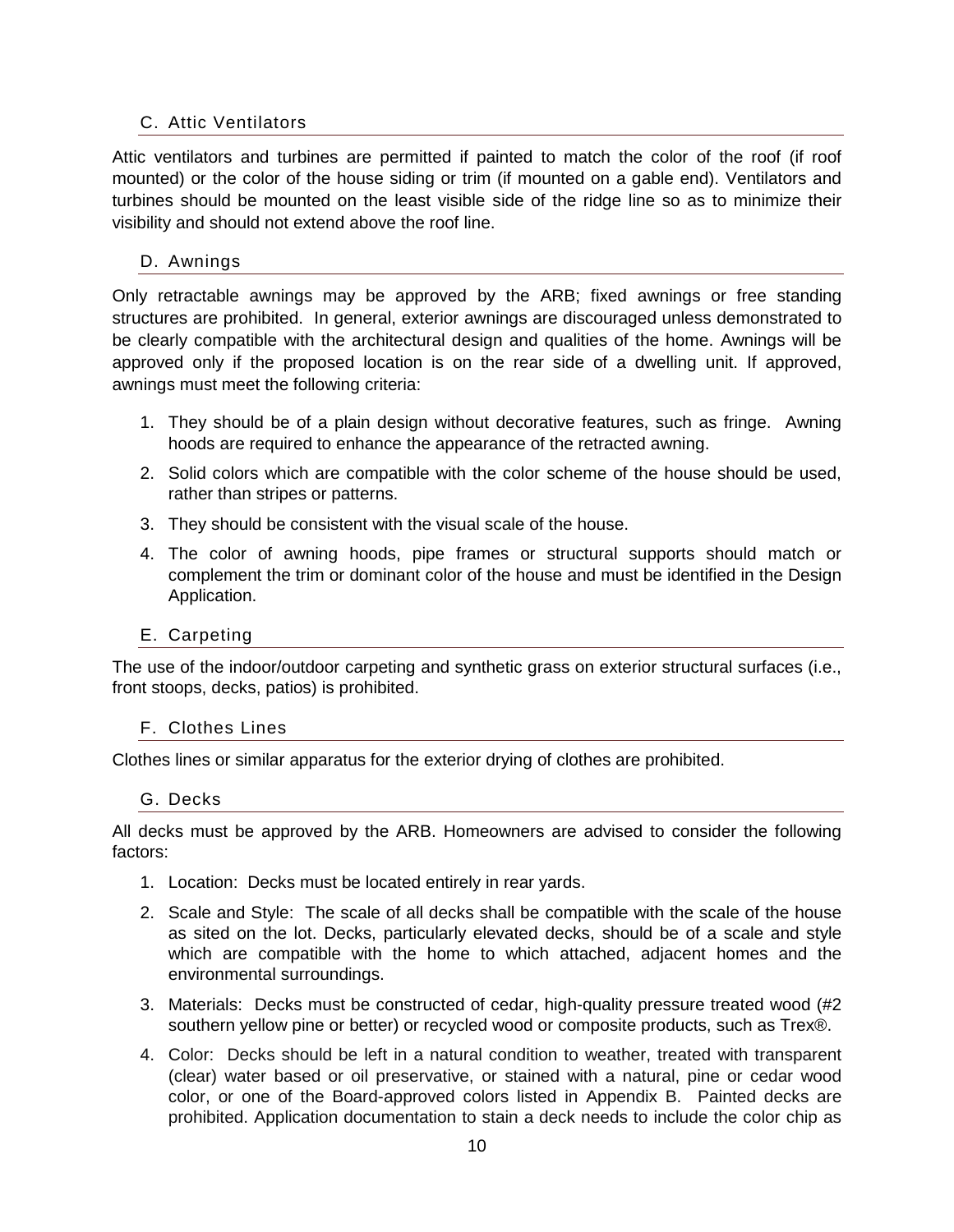### C. Attic Ventilators

Attic ventilators and turbines are permitted if painted to match the color of the roof (if roof mounted) or the color of the house siding or trim (if mounted on a gable end). Ventilators and turbines should be mounted on the least visible side of the ridge line so as to minimize their visibility and should not extend above the roof line.

### D. Awnings

Only retractable awnings may be approved by the ARB; fixed awnings or free standing structures are prohibited. In general, exterior awnings are discouraged unless demonstrated to be clearly compatible with the architectural design and qualities of the home. Awnings will be approved only if the proposed location is on the rear side of a dwelling unit. If approved, awnings must meet the following criteria:

1. They should be of a plain design without decorative features, such as fringe. Awning hoods are required to enhance the appearance of the retracted awning.
2. Solid colors which are compatible with the color scheme of the house should be used, rather than stripes or patterns.
3. They should be consistent with the visual scale of the house.
4. The color of awning hoods, pipe frames or structural supports should match or complement the trim or dominant color of the house and must be identified in the Design Application.

### E. Carpeting

The use of the indoor/outdoor carpeting and synthetic grass on exterior structural surfaces (i.e., front stoops, decks, patios) is prohibited.

### F. Clothes Lines

Clothes lines or similar apparatus for the exterior drying of clothes are prohibited.

### G. Decks

All decks must be approved by the ARB. Homeowners are advised to consider the following factors:

1. Location: Decks must be located entirely in rear yards.
2. Scale and Style: The scale of all decks shall be compatible with the scale of the house as sited on the lot. Decks, particularly elevated decks, should be of a scale and style which are compatible with the home to which attached, adjacent homes and the environmental surroundings.
3. Materials: Decks must be constructed of cedar, high-quality pressure treated wood (#2 southern yellow pine or better) or recycled wood or composite products, such as Trex®.
4. Color: Decks should be left in a natural condition to weather, treated with transparent (clear) water based or oil preservative, or stained with a natural, pine or cedar wood color, or one of the Board-approved colors listed in Appendix B. Painted decks are prohibited. Application documentation to stain a deck needs to include the color chip as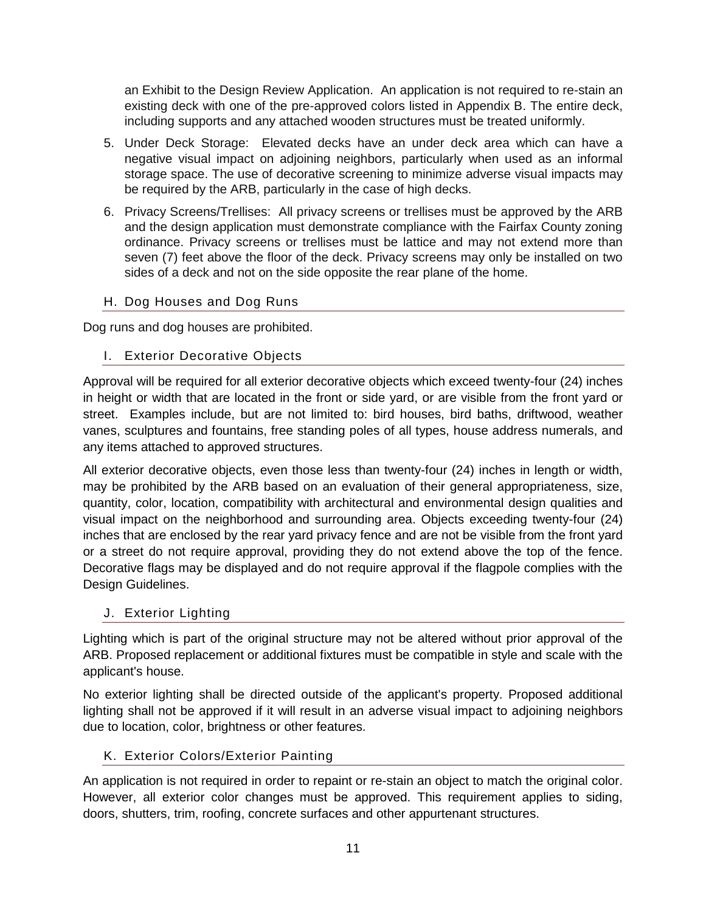an Exhibit to the Design Review Application. An application is not required to re-stain an existing deck with one of the pre-approved colors listed in Appendix B. The entire deck, including supports and any attached wooden structures must be treated uniformly.

5. Under Deck Storage: Elevated decks have an under deck area which can have a negative visual impact on adjoining neighbors, particularly when used as an informal storage space. The use of decorative screening to minimize adverse visual impacts may be required by the ARB, particularly in the case of high decks.
6. Privacy Screens/Trellises: All privacy screens or trellises must be approved by the ARB and the design application must demonstrate compliance with the Fairfax County zoning ordinance. Privacy screens or trellises must be lattice and may not extend more than seven (7) feet above the floor of the deck. Privacy screens may only be installed on two sides of a deck and not on the side opposite the rear plane of the home.

### H. Dog Houses and Dog Runs

Dog runs and dog houses are prohibited.

### I. Exterior Decorative Objects

Approval will be required for all exterior decorative objects which exceed twenty-four (24) inches in height or width that are located in the front or side yard, or are visible from the front yard or street. Examples include, but are not limited to: bird houses, bird baths, driftwood, weather vanes, sculptures and fountains, free standing poles of all types, house address numerals, and any items attached to approved structures.

All exterior decorative objects, even those less than twenty-four (24) inches in length or width, may be prohibited by the ARB based on an evaluation of their general appropriateness, size, quantity, color, location, compatibility with architectural and environmental design qualities and visual impact on the neighborhood and surrounding area. Objects exceeding twenty-four (24) inches that are enclosed by the rear yard privacy fence and are not be visible from the front yard or a street do not require approval, providing they do not extend above the top of the fence. Decorative flags may be displayed and do not require approval if the flagpole complies with the Design Guidelines.

### J. Exterior Lighting

Lighting which is part of the original structure may not be altered without prior approval of the ARB. Proposed replacement or additional fixtures must be compatible in style and scale with the applicant's house.

No exterior lighting shall be directed outside of the applicant's property. Proposed additional lighting shall not be approved if it will result in an adverse visual impact to adjoining neighbors due to location, color, brightness or other features.

### K. Exterior Colors/Exterior Painting

An application is not required in order to repaint or re-stain an object to match the original color. However, all exterior color changes must be approved. This requirement applies to siding, doors, shutters, trim, roofing, concrete surfaces and other appurtenant structures.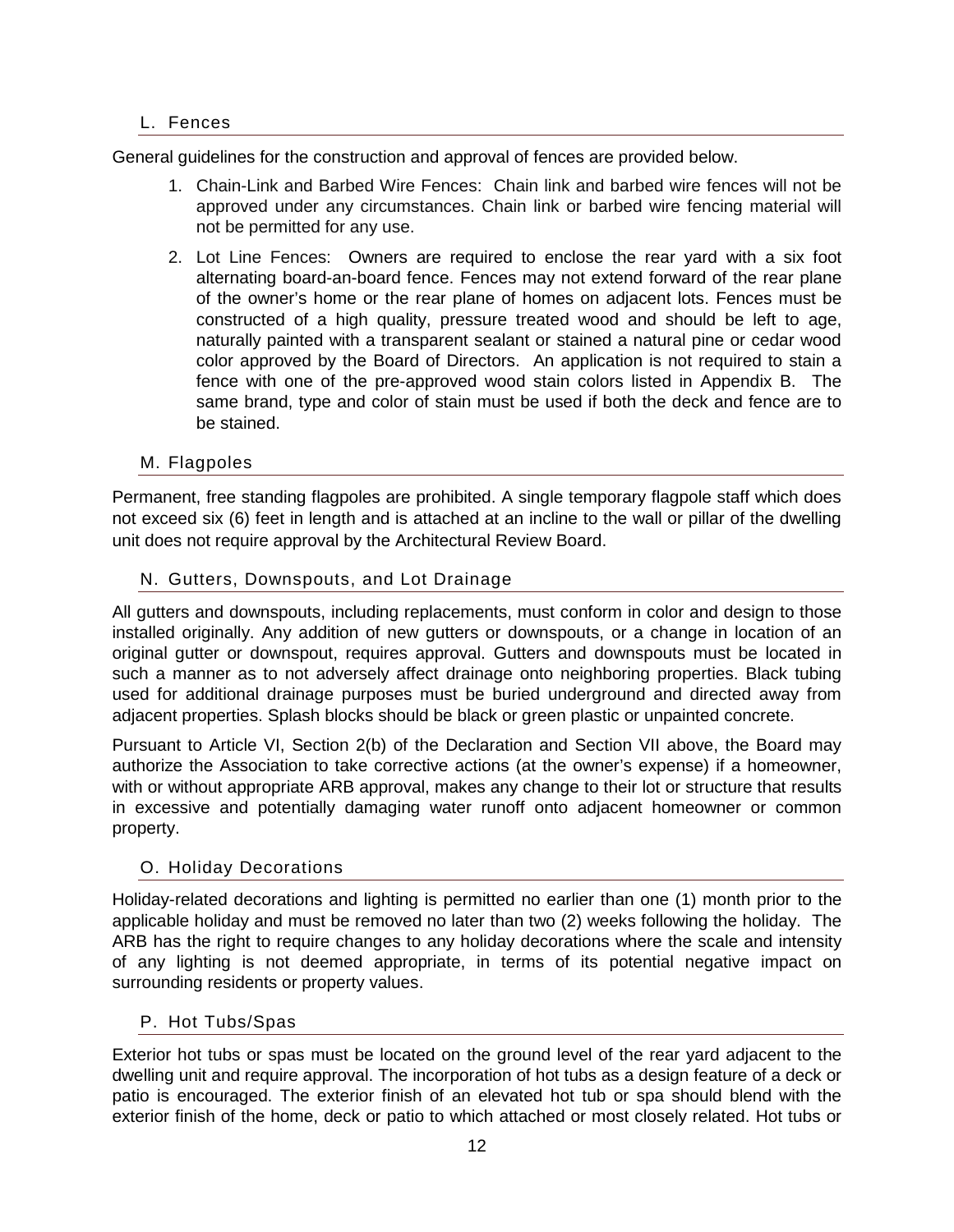## L. Fences

General guidelines for the construction and approval of fences are provided below.

1. Chain-Link and Barbed Wire Fences: Chain link and barbed wire fences will not be approved under any circumstances. Chain link or barbed wire fencing material will not be permitted for any use.
2. Lot Line Fences: Owners are required to enclose the rear yard with a six foot alternating board-an-board fence. Fences may not extend forward of the rear plane of the owner's home or the rear plane of homes on adjacent lots. Fences must be constructed of a high quality, pressure treated wood and should be left to age, naturally painted with a transparent sealant or stained a natural pine or cedar wood color approved by the Board of Directors. An application is not required to stain a fence with one of the pre-approved wood stain colors listed in Appendix B. The same brand, type and color of stain must be used if both the deck and fence are to be stained.

## M. Flagpoles

Permanent, free standing flagpoles are prohibited. A single temporary flagpole staff which does not exceed six (6) feet in length and is attached at an incline to the wall or pillar of the dwelling unit does not require approval by the Architectural Review Board.

## N. Gutters, Downspouts, and Lot Drainage

All gutters and downspouts, including replacements, must conform in color and design to those installed originally. Any addition of new gutters or downspouts, or a change in location of an original gutter or downspout, requires approval. Gutters and downspouts must be located in such a manner as to not adversely affect drainage onto neighboring properties. Black tubing used for additional drainage purposes must be buried underground and directed away from adjacent properties. Splash blocks should be black or green plastic or unpainted concrete.

Pursuant to Article VI, Section 2(b) of the Declaration and Section VII above, the Board may authorize the Association to take corrective actions (at the owner's expense) if a homeowner, with or without appropriate ARB approval, makes any change to their lot or structure that results in excessive and potentially damaging water runoff onto adjacent homeowner or common property.

## O. Holiday Decorations

Holiday-related decorations and lighting is permitted no earlier than one (1) month prior to the applicable holiday and must be removed no later than two (2) weeks following the holiday. The ARB has the right to require changes to any holiday decorations where the scale and intensity of any lighting is not deemed appropriate, in terms of its potential negative impact on surrounding residents or property values.

## P. Hot Tubs/Spas

Exterior hot tubs or spas must be located on the ground level of the rear yard adjacent to the dwelling unit and require approval. The incorporation of hot tubs as a design feature of a deck or patio is encouraged. The exterior finish of an elevated hot tub or spa should blend with the exterior finish of the home, deck or patio to which attached or most closely related. Hot tubs or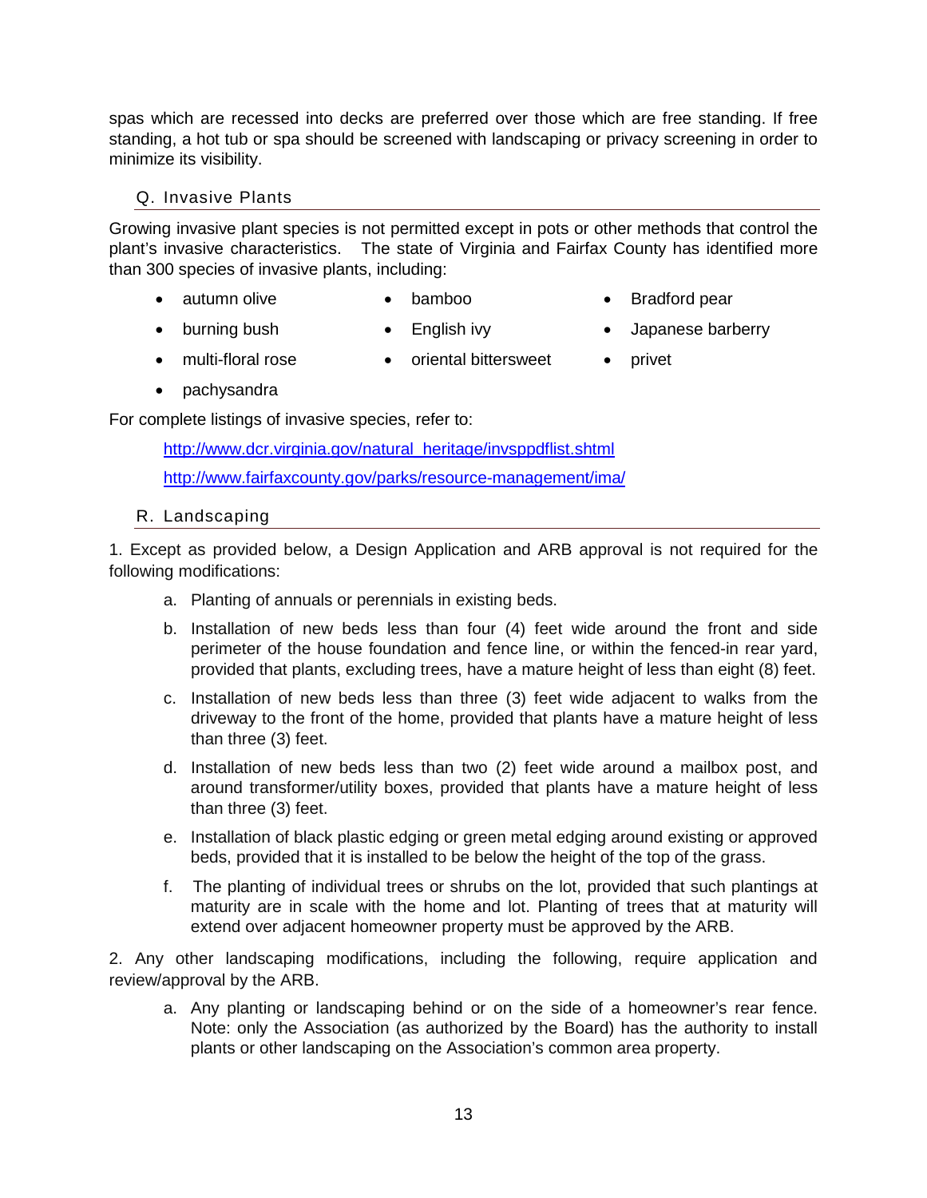spas which are recessed into decks are preferred over those which are free standing. If free standing, a hot tub or spa should be screened with landscaping or privacy screening in order to minimize its visibility.

### Q. Invasive Plants

Growing invasive plant species is not permitted except in pots or other methods that control the plant's invasive characteristics. The state of Virginia and Fairfax County has identified more than 300 species of invasive plants, including:

- autumn olive
- bamboo
- Bradford pear
- burning bush
- English ivy
- Japanese barberry
- multi-floral rose
- oriental bittersweet
- privet
- pachysandra

For complete listings of invasive species, refer to:

http://www.dcr.virginia.gov/natural_heritage/invsppdflist.shtml

http://www.fairfaxcounty.gov/parks/resource-management/ima/

### R. Landscaping

1. Except as provided below, a Design Application and ARB approval is not required for the following modifications:

   a. Planting of annuals or perennials in existing beds.

   b. Installation of new beds less than four (4) feet wide around the front and side perimeter of the house foundation and fence line, or within the fenced-in rear yard, provided that plants, excluding trees, have a mature height of less than eight (8) feet.

   c. Installation of new beds less than three (3) feet wide adjacent to walks from the driveway to the front of the home, provided that plants have a mature height of less than three (3) feet.

   d. Installation of new beds less than two (2) feet wide around a mailbox post, and around transformer/utility boxes, provided that plants have a mature height of less than three (3) feet.

   e. Installation of black plastic edging or green metal edging around existing or approved beds, provided that it is installed to be below the height of the top of the grass.

   f. The planting of individual trees or shrubs on the lot, provided that such plantings at maturity are in scale with the home and lot. Planting of trees that at maturity will extend over adjacent homeowner property must be approved by the ARB.

2. Any other landscaping modifications, including the following, require application and review/approval by the ARB.

   a. Any planting or landscaping behind or on the side of a homeowner's rear fence. Note: only the Association (as authorized by the Board) has the authority to install plants or other landscaping on the Association's common area property.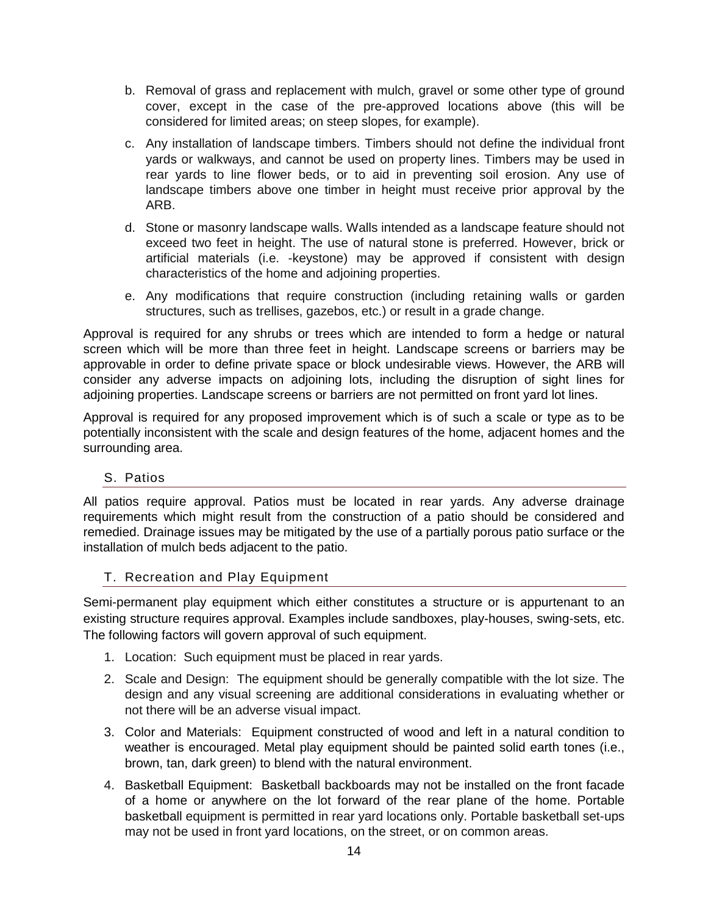b. Removal of grass and replacement with mulch, gravel or some other type of ground cover, except in the case of the pre-approved locations above (this will be considered for limited areas; on steep slopes, for example).

c. Any installation of landscape timbers. Timbers should not define the individual front yards or walkways, and cannot be used on property lines. Timbers may be used in rear yards to line flower beds, or to aid in preventing soil erosion. Any use of landscape timbers above one timber in height must receive prior approval by the ARB.

d. Stone or masonry landscape walls. Walls intended as a landscape feature should not exceed two feet in height. The use of natural stone is preferred. However, brick or artificial materials (i.e. -keystone) may be approved if consistent with design characteristics of the home and adjoining properties.

e. Any modifications that require construction (including retaining walls or garden structures, such as trellises, gazebos, etc.) or result in a grade change.

Approval is required for any shrubs or trees which are intended to form a hedge or natural screen which will be more than three feet in height. Landscape screens or barriers may be approvable in order to define private space or block undesirable views. However, the ARB will consider any adverse impacts on adjoining lots, including the disruption of sight lines for adjoining properties. Landscape screens or barriers are not permitted on front yard lot lines.

Approval is required for any proposed improvement which is of such a scale or type as to be potentially inconsistent with the scale and design features of the home, adjacent homes and the surrounding area.

## S. Patios

All patios require approval. Patios must be located in rear yards. Any adverse drainage requirements which might result from the construction of a patio should be considered and remedied. Drainage issues may be mitigated by the use of a partially porous patio surface or the installation of mulch beds adjacent to the patio.

## T. Recreation and Play Equipment

Semi-permanent play equipment which either constitutes a structure or is appurtenant to an existing structure requires approval. Examples include sandboxes, play-houses, swing-sets, etc. The following factors will govern approval of such equipment.

1. Location: Such equipment must be placed in rear yards.
2. Scale and Design: The equipment should be generally compatible with the lot size. The design and any visual screening are additional considerations in evaluating whether or not there will be an adverse visual impact.
3. Color and Materials: Equipment constructed of wood and left in a natural condition to weather is encouraged. Metal play equipment should be painted solid earth tones (i.e., brown, tan, dark green) to blend with the natural environment.
4. Basketball Equipment: Basketball backboards may not be installed on the front facade of a home or anywhere on the lot forward of the rear plane of the home. Portable basketball equipment is permitted in rear yard locations only. Portable basketball set-ups may not be used in front yard locations, on the street, or on common areas.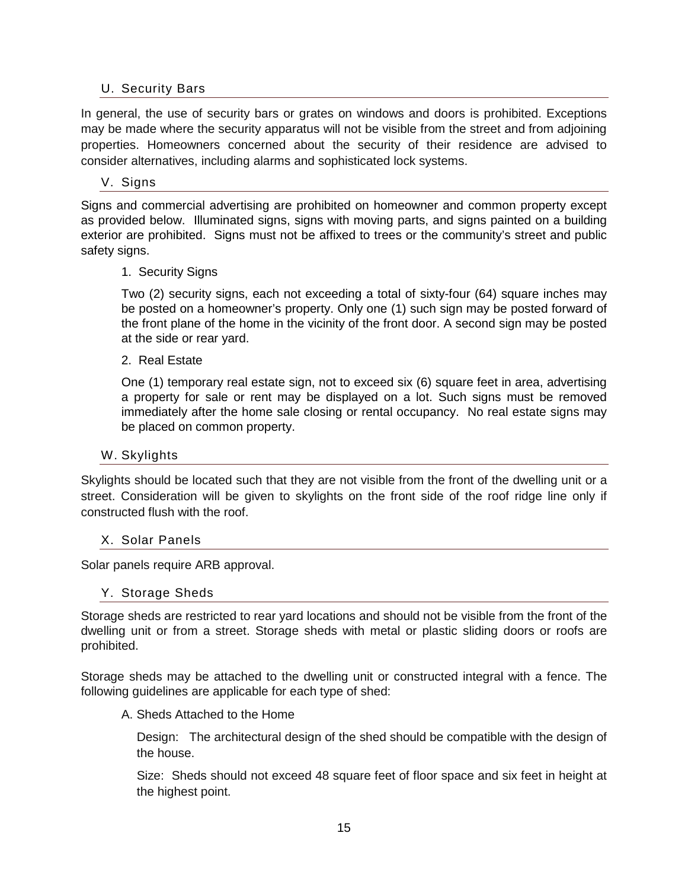## U. Security Bars

In general, the use of security bars or grates on windows and doors is prohibited. Exceptions may be made where the security apparatus will not be visible from the street and from adjoining properties. Homeowners concerned about the security of their residence are advised to consider alternatives, including alarms and sophisticated lock systems.

## V. Signs

Signs and commercial advertising are prohibited on homeowner and common property except as provided below. Illuminated signs, signs with moving parts, and signs painted on a building exterior are prohibited. Signs must not be affixed to trees or the community's street and public safety signs.

1. Security Signs

   Two (2) security signs, each not exceeding a total of sixty-four (64) square inches may be posted on a homeowner's property. Only one (1) such sign may be posted forward of the front plane of the home in the vicinity of the front door. A second sign may be posted at the side or rear yard.

2. Real Estate

   One (1) temporary real estate sign, not to exceed six (6) square feet in area, advertising a property for sale or rent may be displayed on a lot. Such signs must be removed immediately after the home sale closing or rental occupancy. No real estate signs may be placed on common property.

## W. Skylights

Skylights should be located such that they are not visible from the front of the dwelling unit or a street. Consideration will be given to skylights on the front side of the roof ridge line only if constructed flush with the roof.

## X. Solar Panels

Solar panels require ARB approval.

## Y. Storage Sheds

Storage sheds are restricted to rear yard locations and should not be visible from the front of the dwelling unit or from a street. Storage sheds with metal or plastic sliding doors or roofs are prohibited.

Storage sheds may be attached to the dwelling unit or constructed integral with a fence. The following guidelines are applicable for each type of shed:

A. Sheds Attached to the Home

   Design: The architectural design of the shed should be compatible with the design of the house.

   Size: Sheds should not exceed 48 square feet of floor space and six feet in height at the highest point.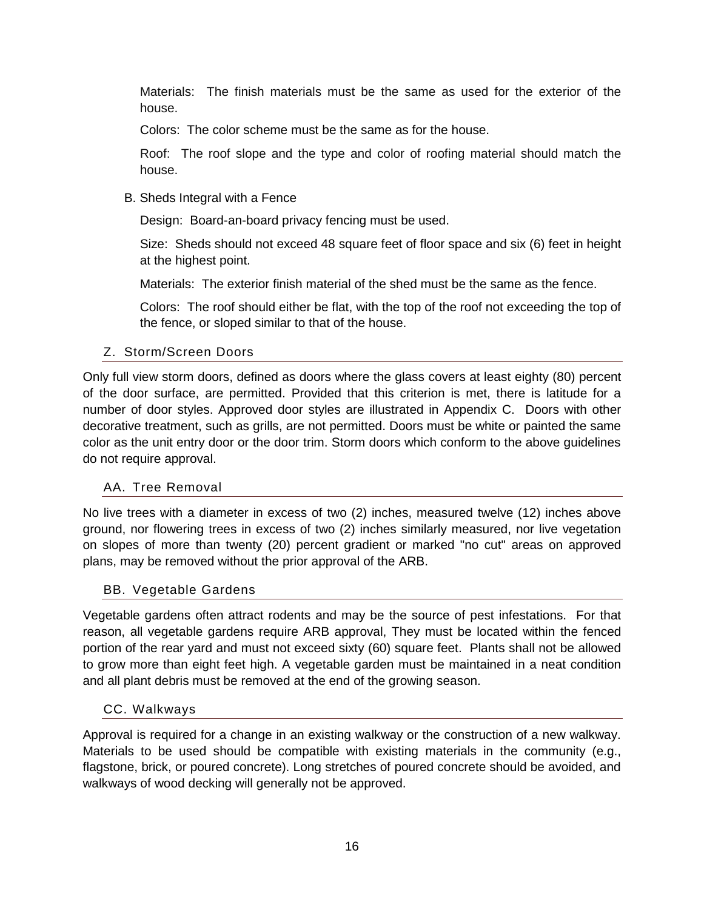Materials: The finish materials must be the same as used for the exterior of the house.

Colors: The color scheme must be the same as for the house.

Roof: The roof slope and the type and color of roofing material should match the house.

B. Sheds Integral with a Fence

Design: Board-an-board privacy fencing must be used.

Size: Sheds should not exceed 48 square feet of floor space and six (6) feet in height at the highest point.

Materials: The exterior finish material of the shed must be the same as the fence.

Colors: The roof should either be flat, with the top of the roof not exceeding the top of the fence, or sloped similar to that of the house.

## Z. Storm/Screen Doors

Only full view storm doors, defined as doors where the glass covers at least eighty (80) percent of the door surface, are permitted. Provided that this criterion is met, there is latitude for a number of door styles. Approved door styles are illustrated in Appendix C. Doors with other decorative treatment, such as grills, are not permitted. Doors must be white or painted the same color as the unit entry door or the door trim. Storm doors which conform to the above guidelines do not require approval.

## AA. Tree Removal

No live trees with a diameter in excess of two (2) inches, measured twelve (12) inches above ground, nor flowering trees in excess of two (2) inches similarly measured, nor live vegetation on slopes of more than twenty (20) percent gradient or marked "no cut" areas on approved plans, may be removed without the prior approval of the ARB.

## BB. Vegetable Gardens

Vegetable gardens often attract rodents and may be the source of pest infestations. For that reason, all vegetable gardens require ARB approval, They must be located within the fenced portion of the rear yard and must not exceed sixty (60) square feet. Plants shall not be allowed to grow more than eight feet high. A vegetable garden must be maintained in a neat condition and all plant debris must be removed at the end of the growing season.

## CC. Walkways

Approval is required for a change in an existing walkway or the construction of a new walkway. Materials to be used should be compatible with existing materials in the community (e.g., flagstone, brick, or poured concrete). Long stretches of poured concrete should be avoided, and walkways of wood decking will generally not be approved.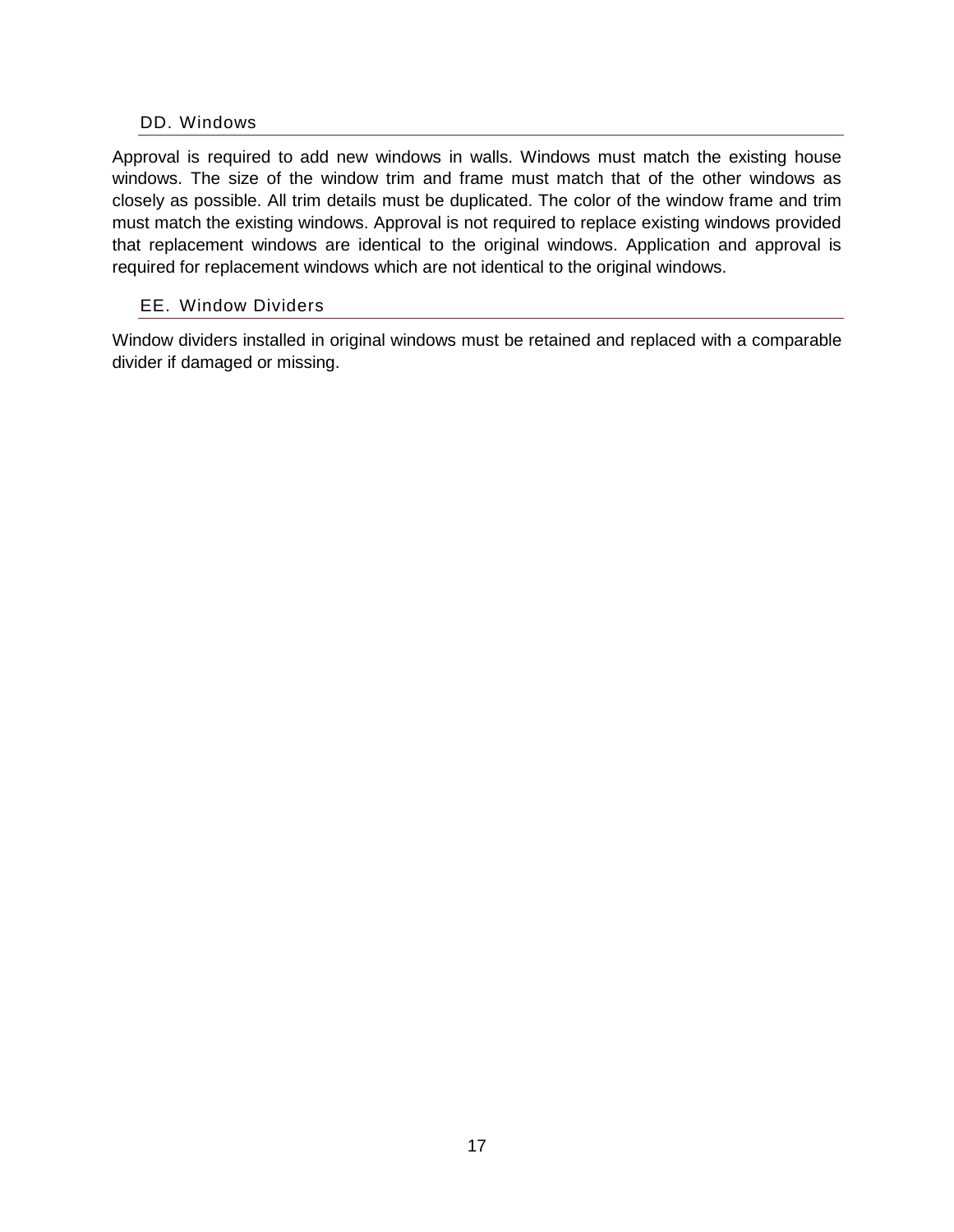### DD. Windows

Approval is required to add new windows in walls. Windows must match the existing house windows. The size of the window trim and frame must match that of the other windows as closely as possible. All trim details must be duplicated. The color of the window frame and trim must match the existing windows. Approval is not required to replace existing windows provided that replacement windows are identical to the original windows. Application and approval is required for replacement windows which are not identical to the original windows.

### EE. Window Dividers

Window dividers installed in original windows must be retained and replaced with a comparable divider if damaged or missing.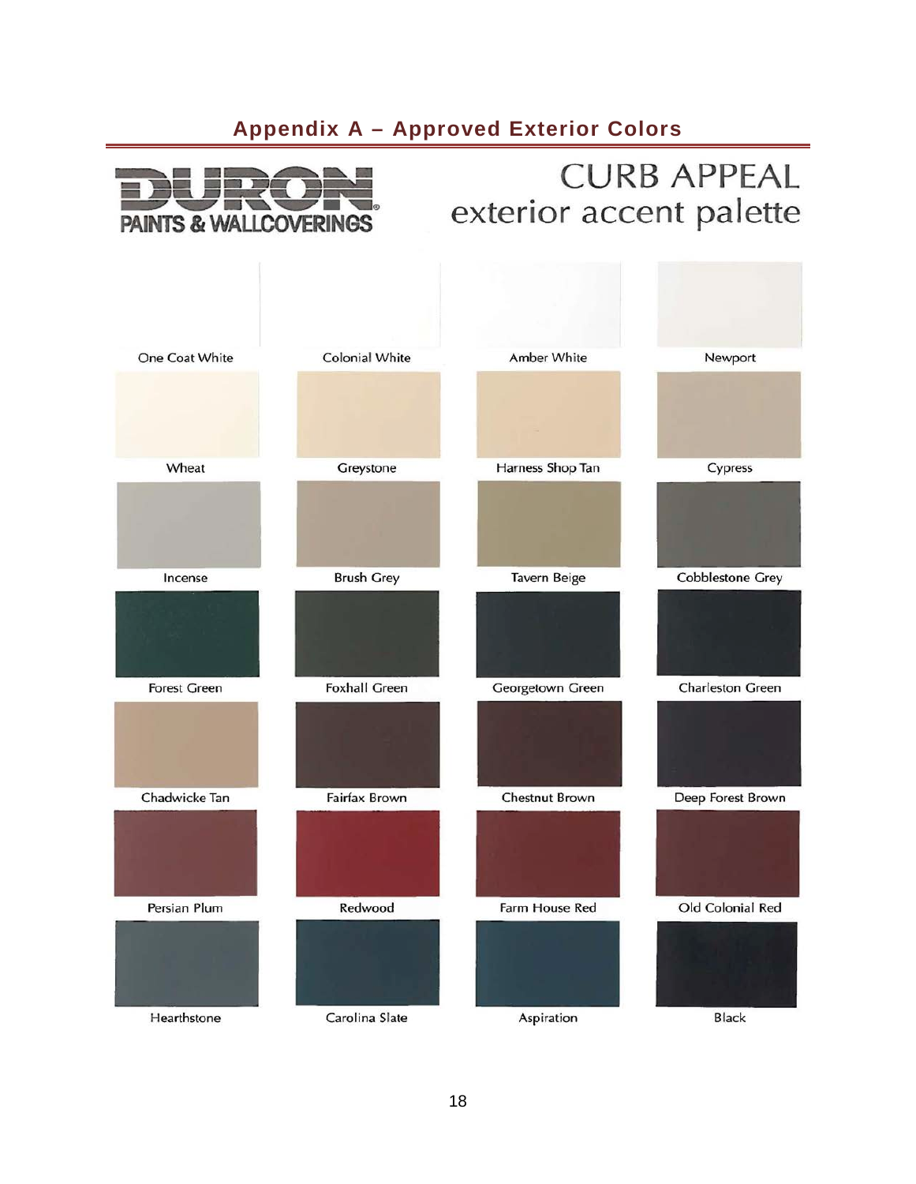## Appendix A – Approved Exterior Colors

DURON PAINTS & WALLCOVERINGS

CURB APPEAL
exterior accent palette

| | | | |
|---|---|---|---|
| One Coat White | Colonial White | Amber White | Newport |
| Wheat | Greystone | Harness Shop Tan | Cypress |
| Incense | Brush Grey | Tavern Beige | Cobblestone Grey |
| Forest Green | Foxhall Green | Georgetown Green | Charleston Green |
| Chadwicke Tan | Fairfax Brown | Chestnut Brown | Deep Forest Brown |
| Persian Plum | Redwood | Farm House Red | Old Colonial Red |
| Hearthstone | Carolina Slate | Aspiration | Black |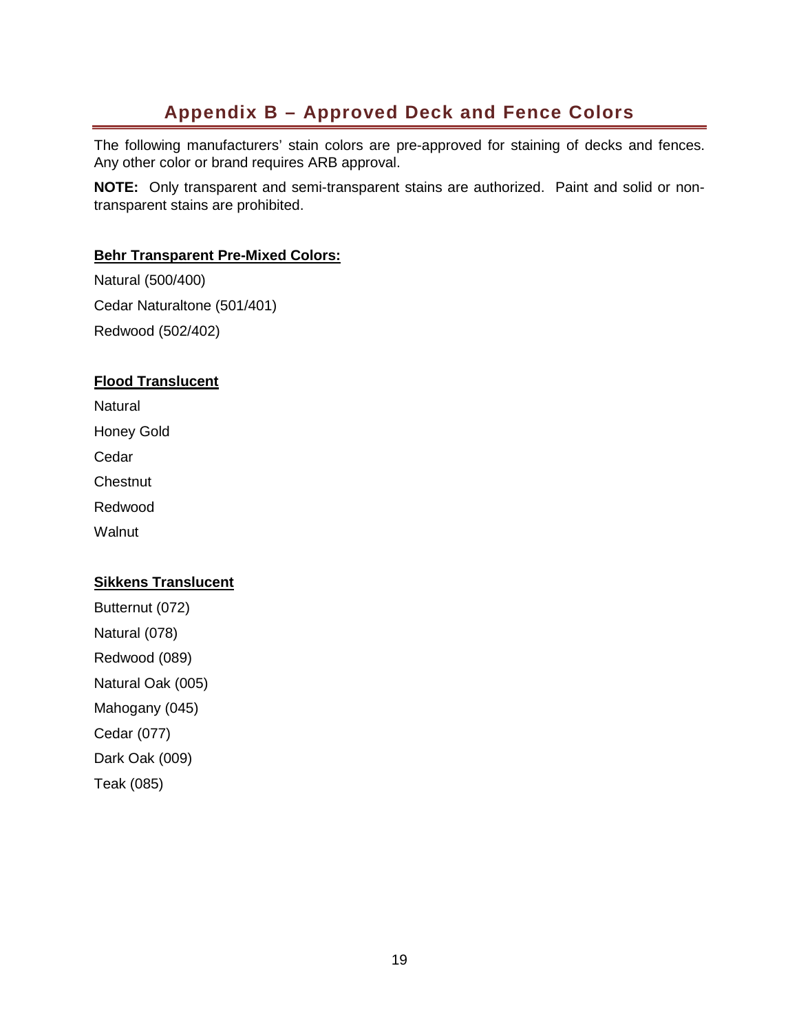# Appendix B – Approved Deck and Fence Colors

The following manufacturers' stain colors are pre-approved for staining of decks and fences. Any other color or brand requires ARB approval.

**NOTE:** Only transparent and semi-transparent stains are authorized. Paint and solid or non-transparent stains are prohibited.

**Behr Transparent Pre-Mixed Colors:**

Natural (500/400)

Cedar Naturaltone (501/401)

Redwood (502/402)

**Flood Translucent**

Natural

Honey Gold

Cedar

Chestnut

Redwood

Walnut

**Sikkens Translucent**

Butternut (072)

Natural (078)

Redwood (089)

Natural Oak (005)

Mahogany (045)

Cedar (077)

Dark Oak (009)

Teak (085)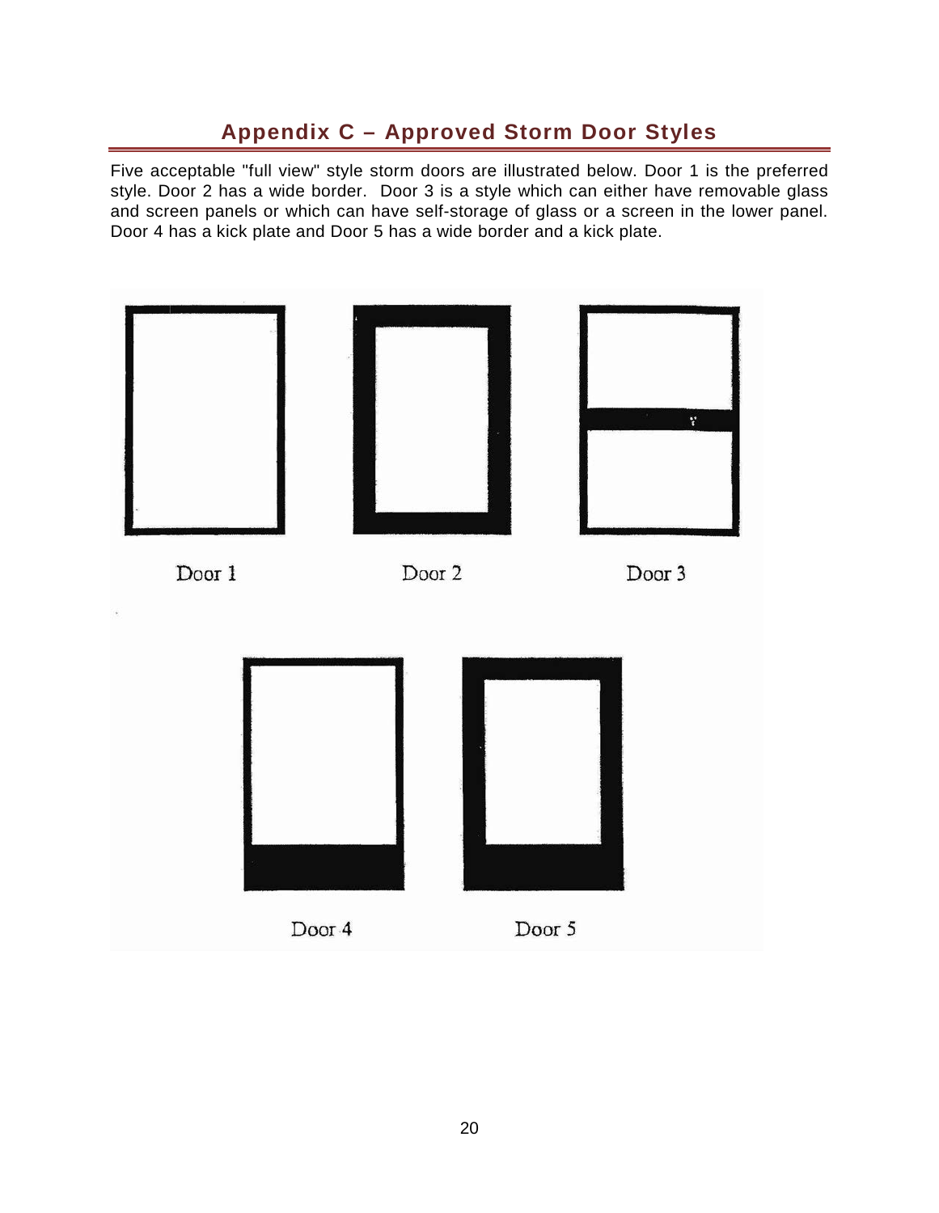## Appendix C – Approved Storm Door Styles

Five acceptable "full view" style storm doors are illustrated below. Door 1 is the preferred style. Door 2 has a wide border. Door 3 is a style which can either have removable glass and screen panels or which can have self-storage of glass or a screen in the lower panel. Door 4 has a kick plate and Door 5 has a wide border and a kick plate.

Door 1

Door 2

Door 3

Door 4

Door 5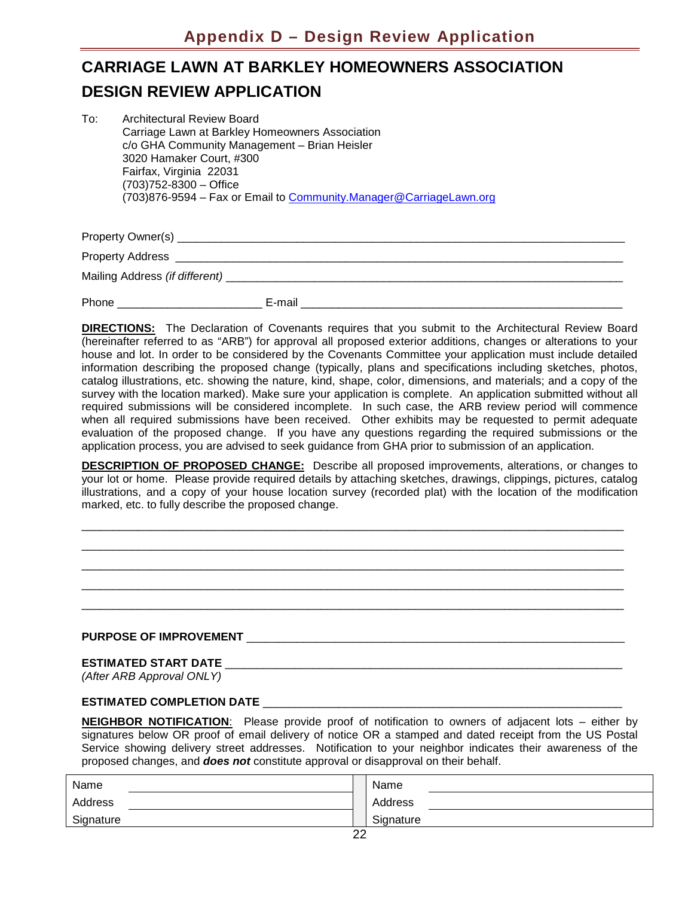# Appendix D – Design Review Application

## CARRIAGE LAWN AT BARKLEY HOMEOWNERS ASSOCIATION

## DESIGN REVIEW APPLICATION

To: Architectural Review Board
Carriage Lawn at Barkley Homeowners Association
c/o GHA Community Management – Brian Heisler
3020 Hamaker Court, #300
Fairfax, Virginia 22031
(703)752-8300 – Office
(703)876-9594 – Fax or Email to Community.Manager@CarriageLawn.org

Property Owner(s) ______________________________________________________________________

Property Address ______________________________________________________________________

Mailing Address *(if different)* ___________________________________________________________

Phone ______________________ E-mail ___________________________________________________

**DIRECTIONS:** The Declaration of Covenants requires that you submit to the Architectural Review Board (hereinafter referred to as "ARB") for approval all proposed exterior additions, changes or alterations to your house and lot. In order to be considered by the Covenants Committee your application must include detailed information describing the proposed change (typically, plans and specifications including sketches, photos, catalog illustrations, etc. showing the nature, kind, shape, color, dimensions, and materials; and a copy of the survey with the location marked). Make sure your application is complete. An application submitted without all required submissions will be considered incomplete. In such case, the ARB review period will commence when all required submissions have been received. Other exhibits may be requested to permit adequate evaluation of the proposed change. If you have any questions regarding the required submissions or the application process, you are advised to seek guidance from GHA prior to submission of an application.

**DESCRIPTION OF PROPOSED CHANGE:** Describe all proposed improvements, alterations, or changes to your lot or home. Please provide required details by attaching sketches, drawings, clippings, pictures, catalog illustrations, and a copy of your house location survey (recorded plat) with the location of the modification marked, etc. to fully describe the proposed change.

_____________________________________________________________________________________

_____________________________________________________________________________________

_____________________________________________________________________________________

_____________________________________________________________________________________

_____________________________________________________________________________________

**PURPOSE OF IMPROVEMENT** _____________________________________________________________

**ESTIMATED START DATE** ________________________________________________________________
*(After ARB Approval ONLY)*

**ESTIMATED COMPLETION DATE** __________________________________________________________

**NEIGHBOR NOTIFICATION**: Please provide proof of notification to owners of adjacent lots – either by signatures below OR proof of email delivery of notice OR a stamped and dated receipt from the US Postal Service showing delivery street addresses. Notification to your neighbor indicates their awareness of the proposed changes, and ***does not*** constitute approval or disapproval on their behalf.

| | | | |
|---|---|---|---|
| Name | | Name | |
| Address | | Address | |
| Signature | | Signature | |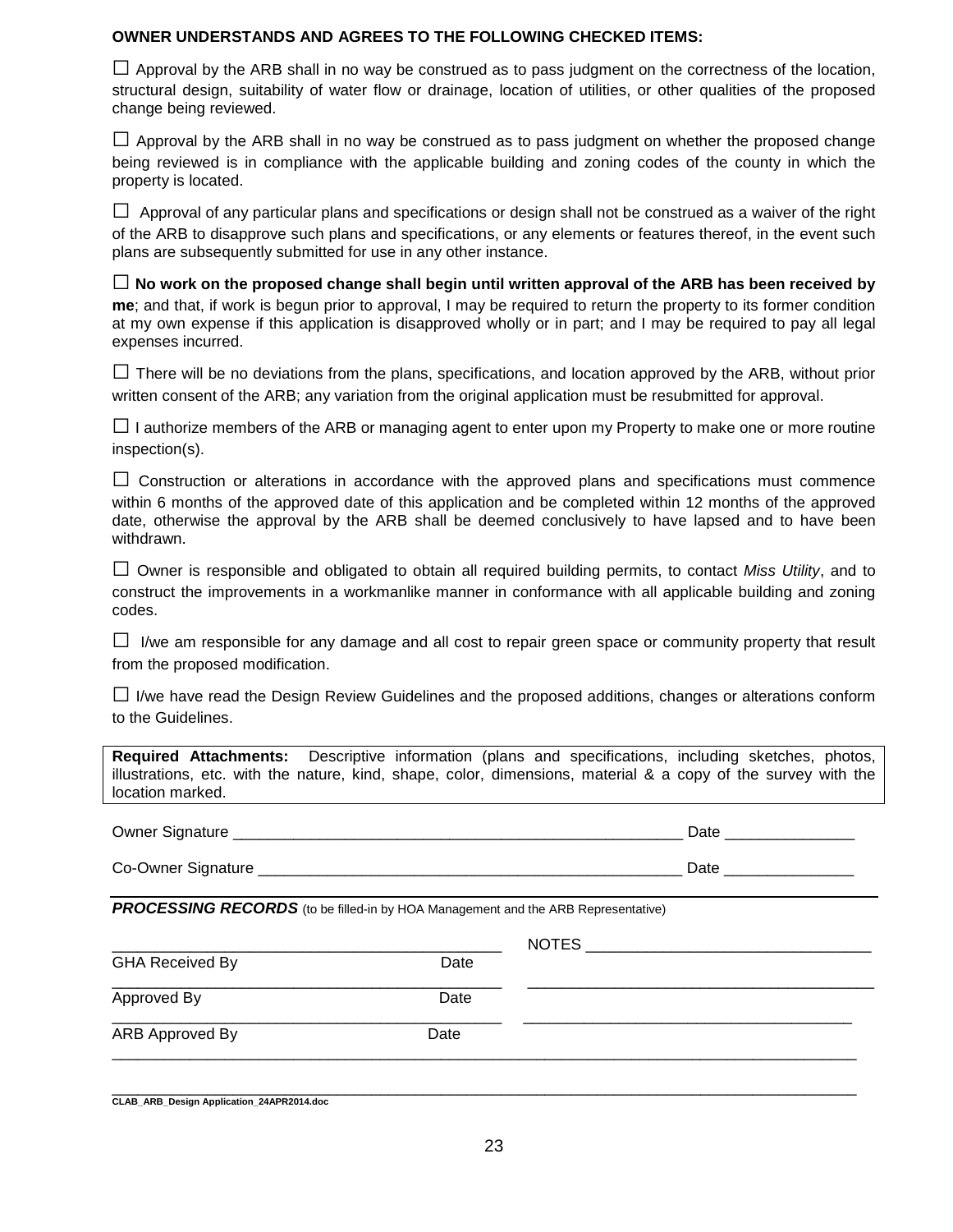**OWNER UNDERSTANDS AND AGREES TO THE FOLLOWING CHECKED ITEMS:**

☐ Approval by the ARB shall in no way be construed as to pass judgment on the correctness of the location, structural design, suitability of water flow or drainage, location of utilities, or other qualities of the proposed change being reviewed.

☐ Approval by the ARB shall in no way be construed as to pass judgment on whether the proposed change being reviewed is in compliance with the applicable building and zoning codes of the county in which the property is located.

☐ Approval of any particular plans and specifications or design shall not be construed as a waiver of the right of the ARB to disapprove such plans and specifications, or any elements or features thereof, in the event such plans are subsequently submitted for use in any other instance.

☐ **No work on the proposed change shall begin until written approval of the ARB has been received by me**; and that, if work is begun prior to approval, I may be required to return the property to its former condition at my own expense if this application is disapproved wholly or in part; and I may be required to pay all legal expenses incurred.

☐ There will be no deviations from the plans, specifications, and location approved by the ARB, without prior written consent of the ARB; any variation from the original application must be resubmitted for approval.

☐ I authorize members of the ARB or managing agent to enter upon my Property to make one or more routine inspection(s).

☐ Construction or alterations in accordance with the approved plans and specifications must commence within 6 months of the approved date of this application and be completed within 12 months of the approved date, otherwise the approval by the ARB shall be deemed conclusively to have lapsed and to have been withdrawn.

☐ Owner is responsible and obligated to obtain all required building permits, to contact *Miss Utility*, and to construct the improvements in a workmanlike manner in conformance with all applicable building and zoning codes.

☐ I/we am responsible for any damage and all cost to repair green space or community property that result from the proposed modification.

☐ I/we have read the Design Review Guidelines and the proposed additions, changes or alterations conform to the Guidelines.

**Required Attachments:** Descriptive information (plans and specifications, including sketches, photos, illustrations, etc. with the nature, kind, shape, color, dimensions, material & a copy of the survey with the location marked.

Owner Signature _______________________________________________ Date _______________

Co-Owner Signature ____________________________________________ Date _______________

***PROCESSING RECORDS*** (to be filled-in by HOA Management and the ARB Representative)

_____________________________________________ NOTES _______________________________
GHA Received By Date

_____________________________________________ _______________________________________
Approved By Date

_____________________________________________ _______________________________________
ARB Approved By Date

_____________________________________________________________________________________

_____________________________________________________________________________________

**CLAB_ARB_Design Application_24APR2014.doc**